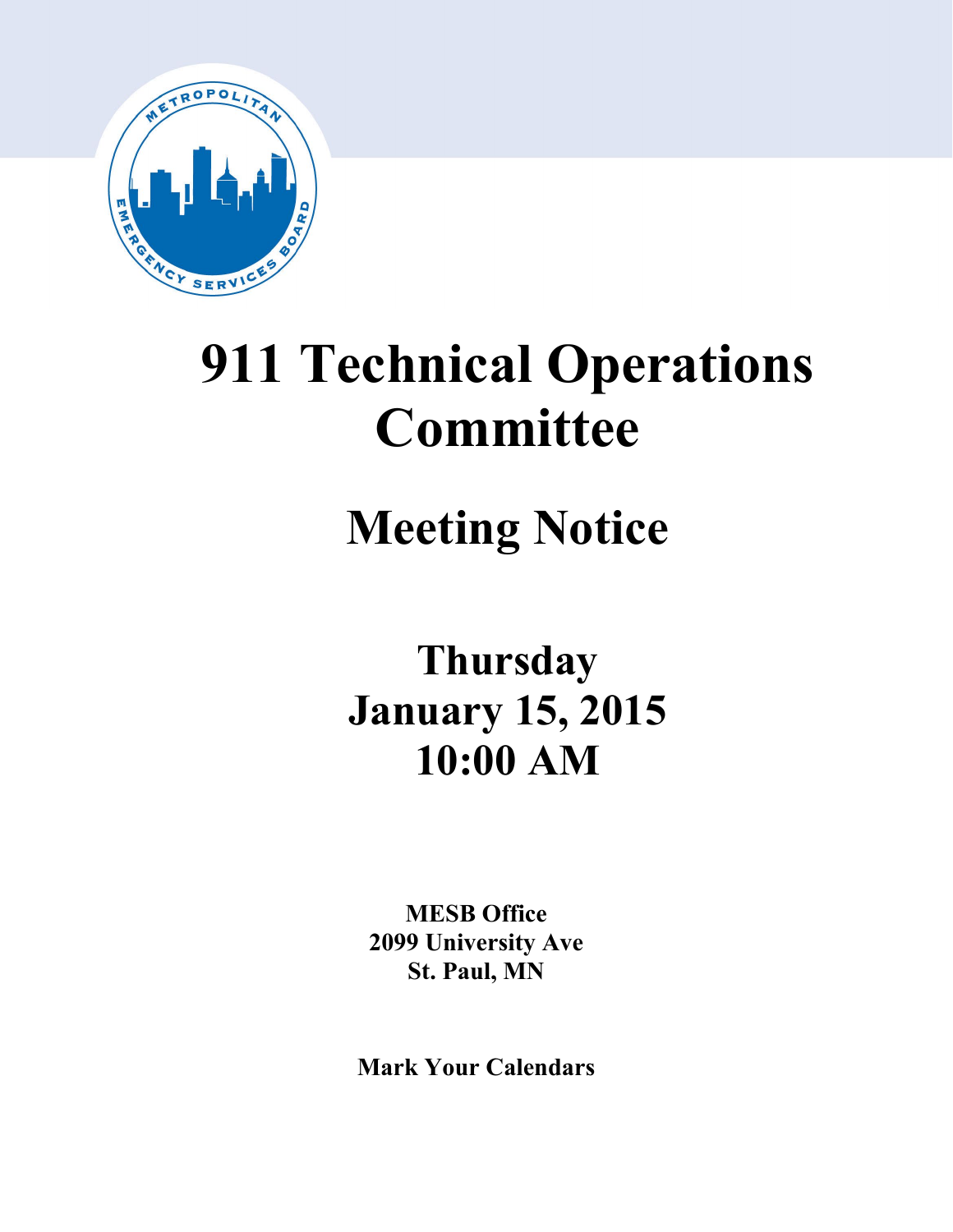# 911 Technical Operations Committee

## Meeting Notice

### Thursday
### January 15, 2015
### 10:00 AM

**MESB Office**
**2099 University Ave**
**St. Paul, MN**

**Mark Your Calendars**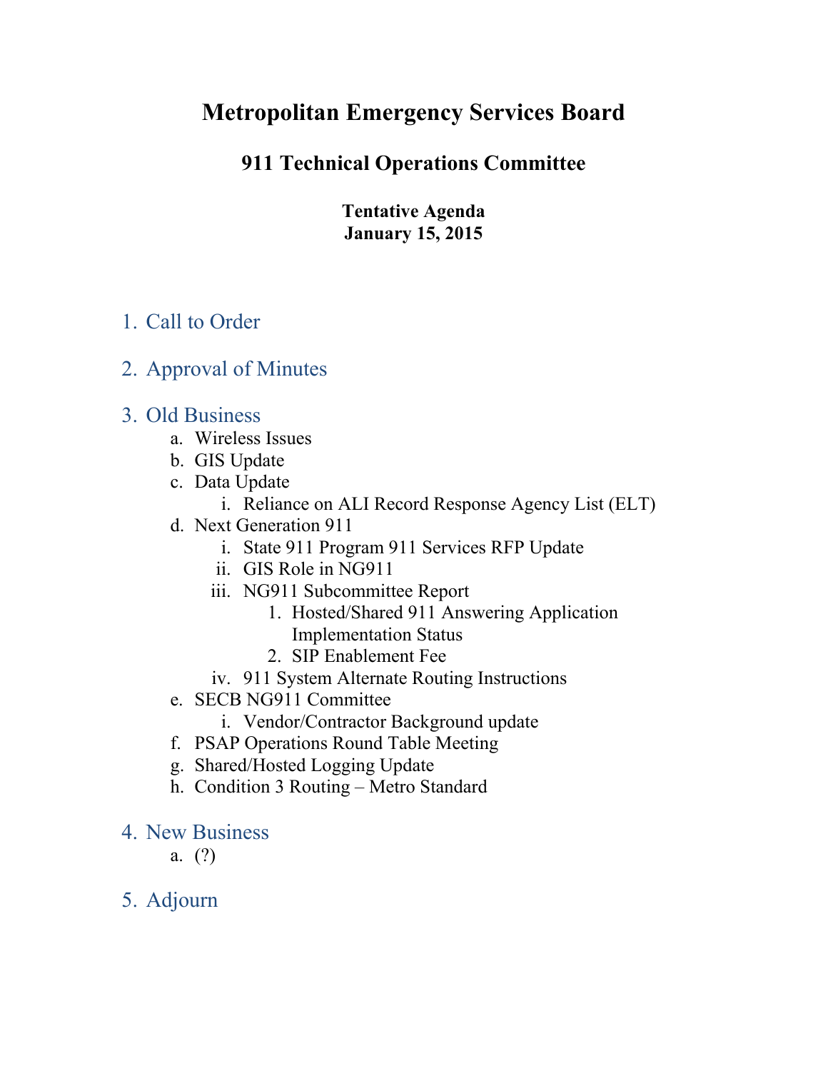# Metropolitan Emergency Services Board

## 911 Technical Operations Committee

**Tentative Agenda**
**January 15, 2015**

1. Call to Order

2. Approval of Minutes

3. Old Business
   a. Wireless Issues
   b. GIS Update
   c. Data Update
      i. Reliance on ALI Record Response Agency List (ELT)
   d. Next Generation 911
      i. State 911 Program 911 Services RFP Update
      ii. GIS Role in NG911
      iii. NG911 Subcommittee Report
         1. Hosted/Shared 911 Answering Application Implementation Status
         2. SIP Enablement Fee
      iv. 911 System Alternate Routing Instructions
   e. SECB NG911 Committee
      i. Vendor/Contractor Background update
   f. PSAP Operations Round Table Meeting
   g. Shared/Hosted Logging Update
   h. Condition 3 Routing – Metro Standard

4. New Business
   a. (?)

5. Adjourn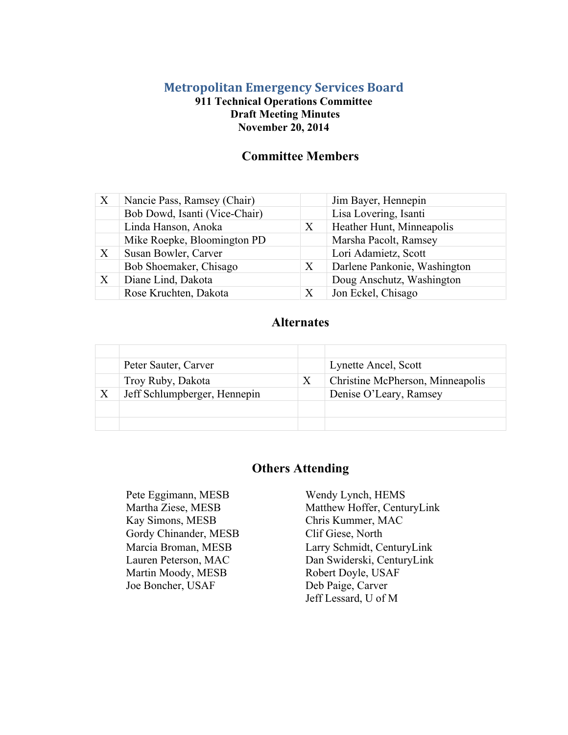# Metropolitan Emergency Services Board

**911 Technical Operations Committee**
**Draft Meeting Minutes**
**November 20, 2014**

## Committee Members

| | | | |
|---|---|---|---|
| X | Nancie Pass, Ramsey (Chair) | | Jim Bayer, Hennepin |
| | Bob Dowd, Isanti (Vice-Chair) | | Lisa Lovering, Isanti |
| | Linda Hanson, Anoka | X | Heather Hunt, Minneapolis |
| | Mike Roepke, Bloomington PD | | Marsha Pacolt, Ramsey |
| X | Susan Bowler, Carver | | Lori Adamietz, Scott |
| | Bob Shoemaker, Chisago | X | Darlene Pankonie, Washington |
| X | Diane Lind, Dakota | | Doug Anschutz, Washington |
| | Rose Kruchten, Dakota | X | Jon Eckel, Chisago |

## Alternates

| | | | |
|---|---|---|---|
| | Peter Sauter, Carver | | Lynette Ancel, Scott |
| | Troy Ruby, Dakota | X | Christine McPherson, Minneapolis |
| X | Jeff Schlumpberger, Hennepin | | Denise O'Leary, Ramsey |

## Others Attending

Pete Eggimann, MESB
Martha Ziese, MESB
Kay Simons, MESB
Gordy Chinander, MESB
Marcia Broman, MESB
Lauren Peterson, MAC
Martin Moody, MESB
Joe Boncher, USAF
Wendy Lynch, HEMS
Matthew Hoffer, CenturyLink
Chris Kummer, MAC
Clif Giese, North
Larry Schmidt, CenturyLink
Dan Swiderski, CenturyLink
Robert Doyle, USAF
Deb Paige, Carver
Jeff Lessard, U of M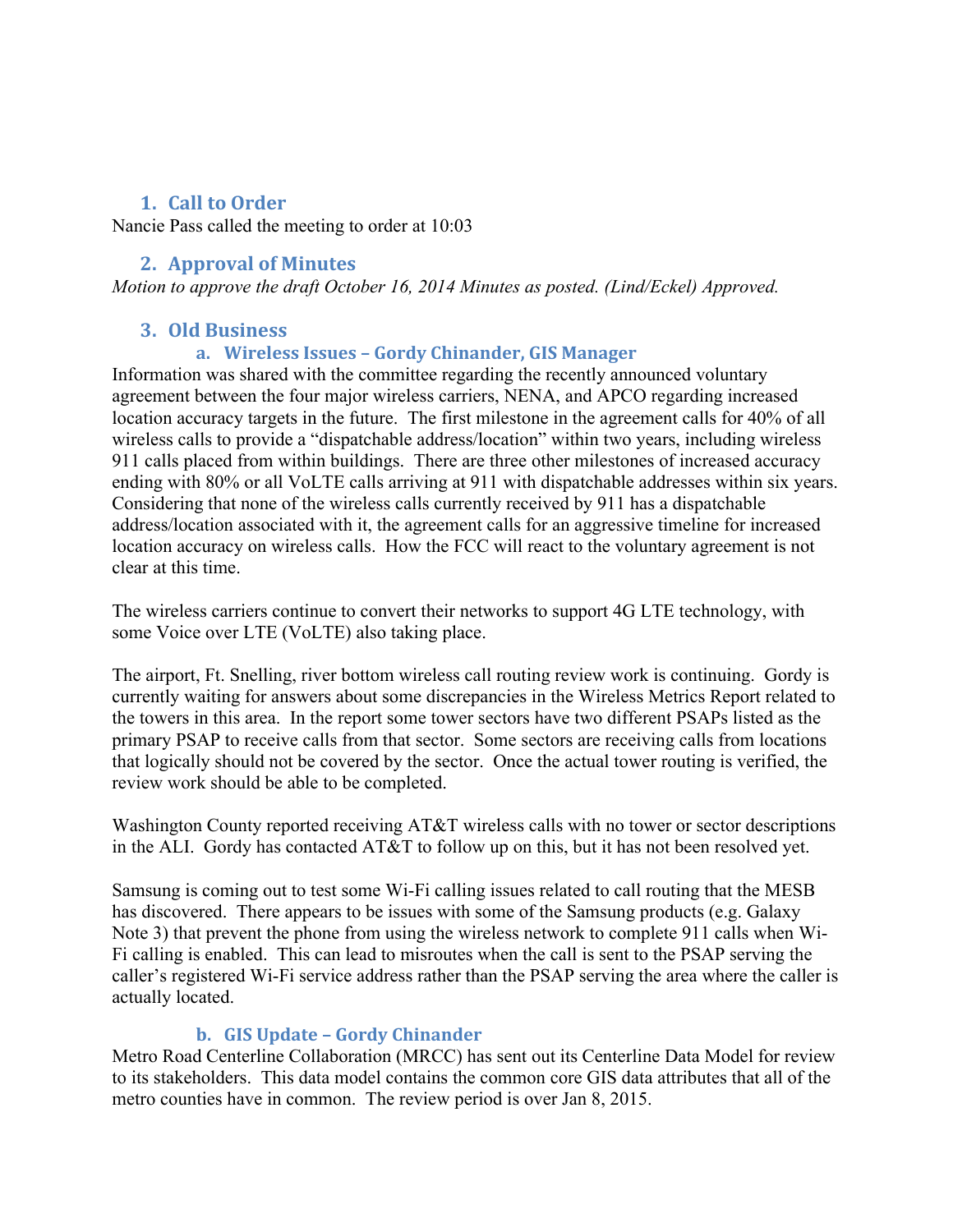## 1. Call to Order

Nancie Pass called the meeting to order at 10:03

## 2. Approval of Minutes

*Motion to approve the draft October 16, 2014 Minutes as posted. (Lind/Eckel) Approved.*

## 3. Old Business

### a. Wireless Issues – Gordy Chinander, GIS Manager

Information was shared with the committee regarding the recently announced voluntary agreement between the four major wireless carriers, NENA, and APCO regarding increased location accuracy targets in the future. The first milestone in the agreement calls for 40% of all wireless calls to provide a "dispatchable address/location" within two years, including wireless 911 calls placed from within buildings. There are three other milestones of increased accuracy ending with 80% or all VoLTE calls arriving at 911 with dispatchable addresses within six years. Considering that none of the wireless calls currently received by 911 has a dispatchable address/location associated with it, the agreement calls for an aggressive timeline for increased location accuracy on wireless calls. How the FCC will react to the voluntary agreement is not clear at this time.

The wireless carriers continue to convert their networks to support 4G LTE technology, with some Voice over LTE (VoLTE) also taking place.

The airport, Ft. Snelling, river bottom wireless call routing review work is continuing. Gordy is currently waiting for answers about some discrepancies in the Wireless Metrics Report related to the towers in this area. In the report some tower sectors have two different PSAPs listed as the primary PSAP to receive calls from that sector. Some sectors are receiving calls from locations that logically should not be covered by the sector. Once the actual tower routing is verified, the review work should be able to be completed.

Washington County reported receiving AT&T wireless calls with no tower or sector descriptions in the ALI. Gordy has contacted AT&T to follow up on this, but it has not been resolved yet.

Samsung is coming out to test some Wi-Fi calling issues related to call routing that the MESB has discovered. There appears to be issues with some of the Samsung products (e.g. Galaxy Note 3) that prevent the phone from using the wireless network to complete 911 calls when Wi-Fi calling is enabled. This can lead to misroutes when the call is sent to the PSAP serving the caller's registered Wi-Fi service address rather than the PSAP serving the area where the caller is actually located.

### b. GIS Update – Gordy Chinander

Metro Road Centerline Collaboration (MRCC) has sent out its Centerline Data Model for review to its stakeholders. This data model contains the common core GIS data attributes that all of the metro counties have in common. The review period is over Jan 8, 2015.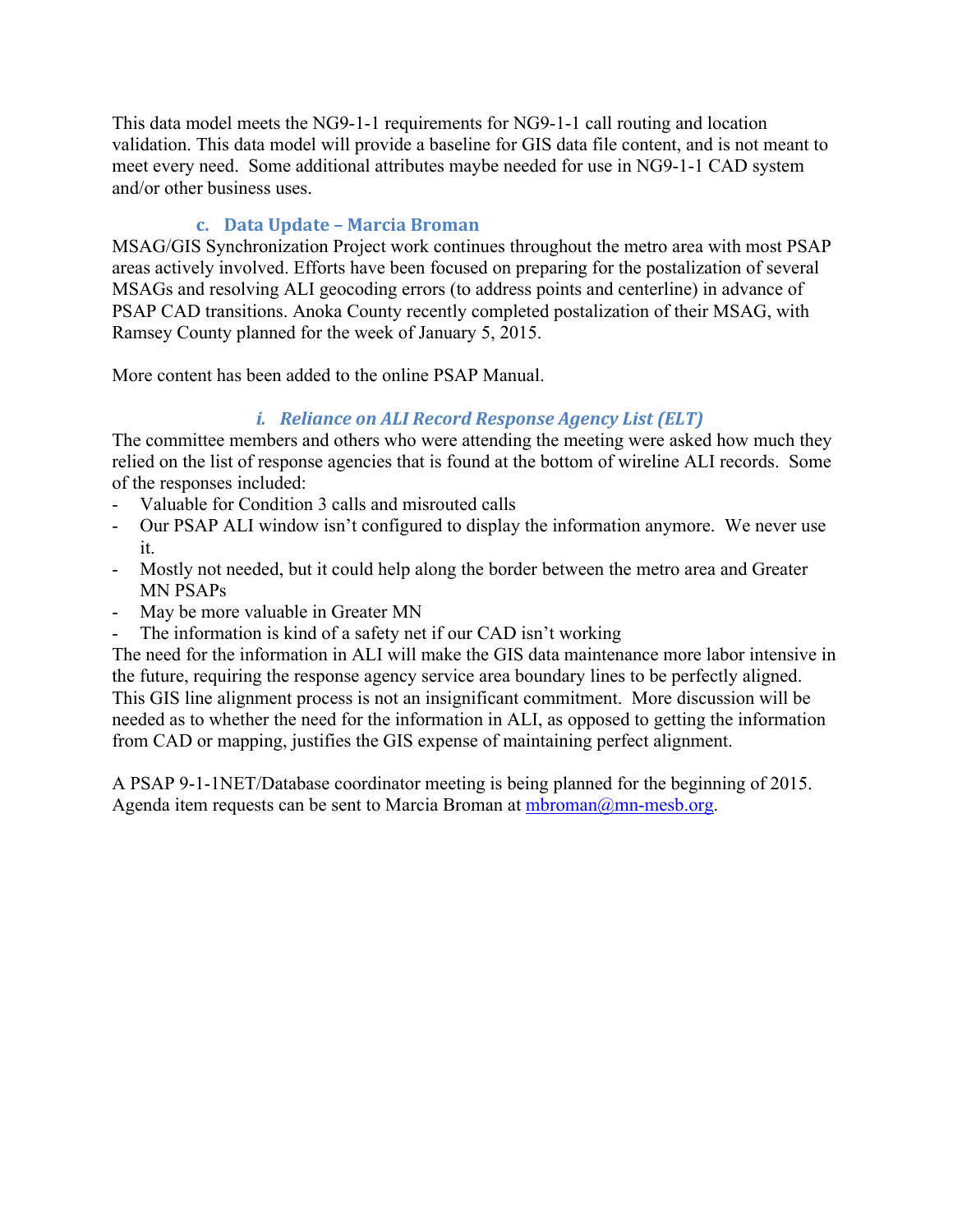This data model meets the NG9-1-1 requirements for NG9-1-1 call routing and location validation. This data model will provide a baseline for GIS data file content, and is not meant to meet every need. Some additional attributes maybe needed for use in NG9-1-1 CAD system and/or other business uses.

### c. Data Update – Marcia Broman

MSAG/GIS Synchronization Project work continues throughout the metro area with most PSAP areas actively involved. Efforts have been focused on preparing for the postalization of several MSAGs and resolving ALI geocoding errors (to address points and centerline) in advance of PSAP CAD transitions. Anoka County recently completed postalization of their MSAG, with Ramsey County planned for the week of January 5, 2015.

More content has been added to the online PSAP Manual.

#### *i. Reliance on ALI Record Response Agency List (ELT)*

The committee members and others who were attending the meeting were asked how much they relied on the list of response agencies that is found at the bottom of wireline ALI records. Some of the responses included:

- Valuable for Condition 3 calls and misrouted calls
- Our PSAP ALI window isn't configured to display the information anymore. We never use it.
- Mostly not needed, but it could help along the border between the metro area and Greater MN PSAPs
- May be more valuable in Greater MN
- The information is kind of a safety net if our CAD isn't working

The need for the information in ALI will make the GIS data maintenance more labor intensive in the future, requiring the response agency service area boundary lines to be perfectly aligned. This GIS line alignment process is not an insignificant commitment. More discussion will be needed as to whether the need for the information in ALI, as opposed to getting the information from CAD or mapping, justifies the GIS expense of maintaining perfect alignment.

A PSAP 9-1-1NET/Database coordinator meeting is being planned for the beginning of 2015. Agenda item requests can be sent to Marcia Broman at [mbroman@mn-mesb.org](mailto:mbroman@mn-mesb.org).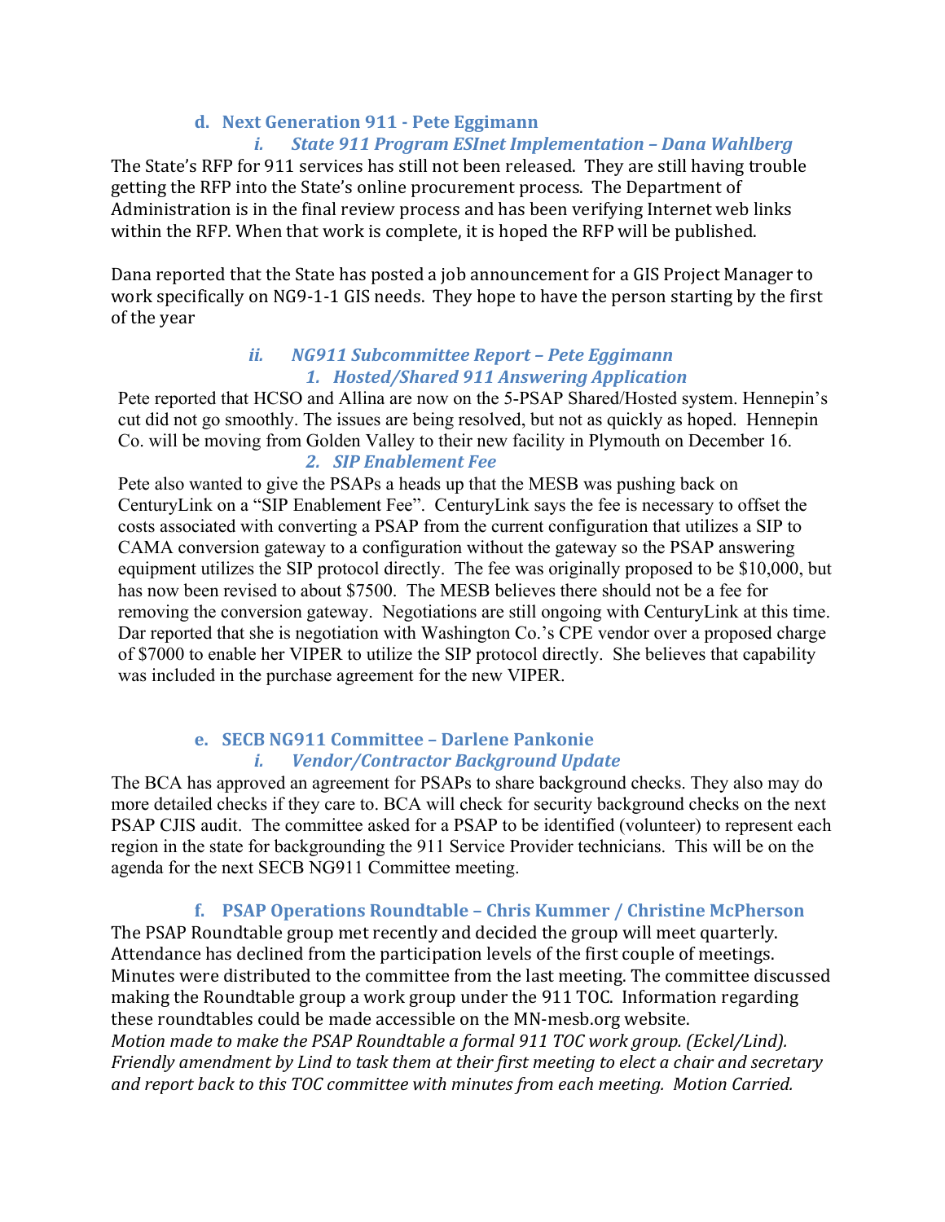### d. Next Generation 911 - Pete Eggimann

#### *i. State 911 Program ESInet Implementation – Dana Wahlberg*

The State's RFP for 911 services has still not been released. They are still having trouble getting the RFP into the State's online procurement process. The Department of Administration is in the final review process and has been verifying Internet web links within the RFP. When that work is complete, it is hoped the RFP will be published.

Dana reported that the State has posted a job announcement for a GIS Project Manager to work specifically on NG9-1-1 GIS needs. They hope to have the person starting by the first of the year

#### *ii. NG911 Subcommittee Report – Pete Eggimann*

##### *1. Hosted/Shared 911 Answering Application*

Pete reported that HCSO and Allina are now on the 5-PSAP Shared/Hosted system. Hennepin's cut did not go smoothly. The issues are being resolved, but not as quickly as hoped. Hennepin Co. will be moving from Golden Valley to their new facility in Plymouth on December 16.

##### *2. SIP Enablement Fee*

Pete also wanted to give the PSAPs a heads up that the MESB was pushing back on CenturyLink on a "SIP Enablement Fee". CenturyLink says the fee is necessary to offset the costs associated with converting a PSAP from the current configuration that utilizes a SIP to CAMA conversion gateway to a configuration without the gateway so the PSAP answering equipment utilizes the SIP protocol directly. The fee was originally proposed to be $10,000, but has now been revised to about $7500. The MESB believes there should not be a fee for removing the conversion gateway. Negotiations are still ongoing with CenturyLink at this time. Dar reported that she is negotiation with Washington Co.'s CPE vendor over a proposed charge of $7000 to enable her VIPER to utilize the SIP protocol directly. She believes that capability was included in the purchase agreement for the new VIPER.

### e. SECB NG911 Committee – Darlene Pankonie

#### *i. Vendor/Contractor Background Update*

The BCA has approved an agreement for PSAPs to share background checks. They also may do more detailed checks if they care to. BCA will check for security background checks on the next PSAP CJIS audit. The committee asked for a PSAP to be identified (volunteer) to represent each region in the state for backgrounding the 911 Service Provider technicians. This will be on the agenda for the next SECB NG911 Committee meeting.

### f. PSAP Operations Roundtable – Chris Kummer / Christine McPherson

The PSAP Roundtable group met recently and decided the group will meet quarterly. Attendance has declined from the participation levels of the first couple of meetings. Minutes were distributed to the committee from the last meeting. The committee discussed making the Roundtable group a work group under the 911 TOC. Information regarding these roundtables could be made accessible on the MN-mesb.org website.

*Motion made to make the PSAP Roundtable a formal 911 TOC work group. (Eckel/Lind). Friendly amendment by Lind to task them at their first meeting to elect a chair and secretary and report back to this TOC committee with minutes from each meeting. Motion Carried.*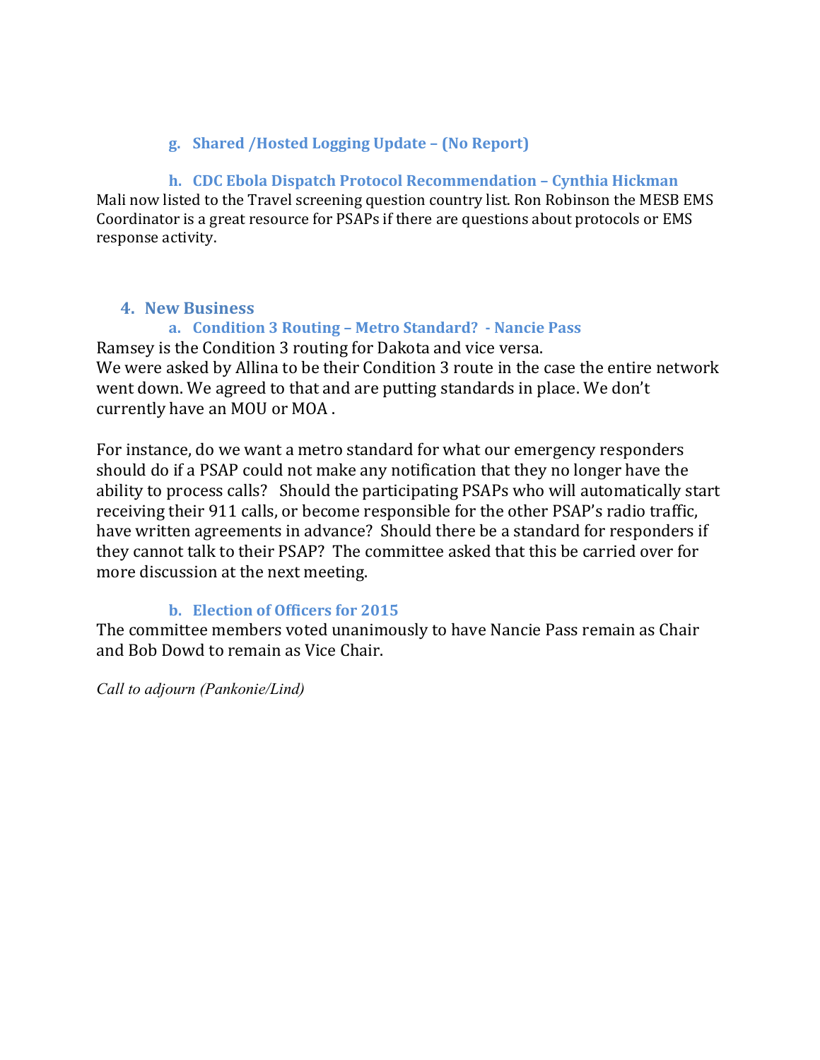### g. Shared /Hosted Logging Update – (No Report)

### h. CDC Ebola Dispatch Protocol Recommendation – Cynthia Hickman

Mali now listed to the Travel screening question country list. Ron Robinson the MESB EMS Coordinator is a great resource for PSAPs if there are questions about protocols or EMS response activity.

## 4. New Business

### a. Condition 3 Routing – Metro Standard? - Nancie Pass

Ramsey is the Condition 3 routing for Dakota and vice versa.
We were asked by Allina to be their Condition 3 route in the case the entire network went down. We agreed to that and are putting standards in place. We don't currently have an MOU or MOA .

For instance, do we want a metro standard for what our emergency responders should do if a PSAP could not make any notification that they no longer have the ability to process calls? Should the participating PSAPs who will automatically start receiving their 911 calls, or become responsible for the other PSAP's radio traffic, have written agreements in advance? Should there be a standard for responders if they cannot talk to their PSAP? The committee asked that this be carried over for more discussion at the next meeting.

### b. Election of Officers for 2015

The committee members voted unanimously to have Nancie Pass remain as Chair and Bob Dowd to remain as Vice Chair.

*Call to adjourn (Pankonie/Lind)*